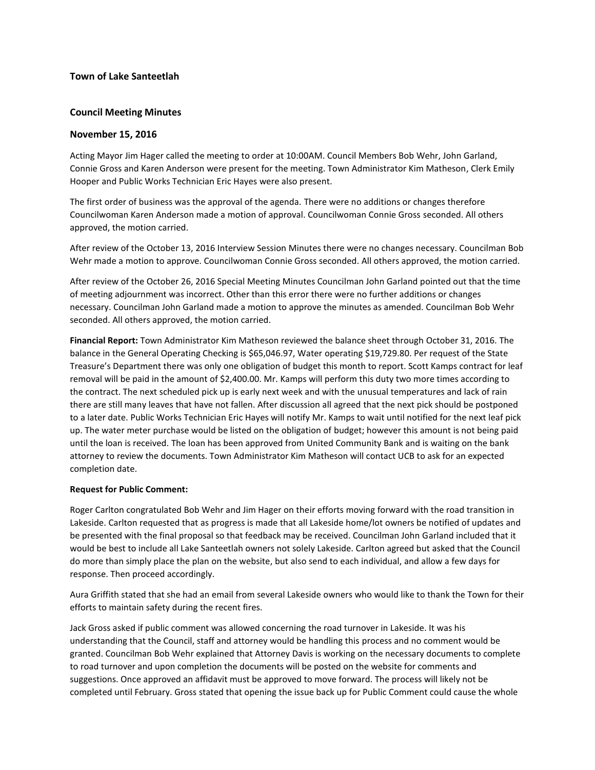## Town of Lake Santeetlah

### Council Meeting Minutes

### November 15, 2016

Acting Mayor Jim Hager called the meeting to order at 10:00AM. Council Members Bob Wehr, John Garland, Connie Gross and Karen Anderson were present for the meeting. Town Administrator Kim Matheson, Clerk Emily Hooper and Public Works Technician Eric Hayes were also present.

The first order of business was the approval of the agenda. There were no additions or changes therefore Councilwoman Karen Anderson made a motion of approval. Councilwoman Connie Gross seconded. All others approved, the motion carried.

After review of the October 13, 2016 Interview Session Minutes there were no changes necessary. Councilman Bob Wehr made a motion to approve. Councilwoman Connie Gross seconded. All others approved, the motion carried.

After review of the October 26, 2016 Special Meeting Minutes Councilman John Garland pointed out that the time of meeting adjournment was incorrect. Other than this error there were no further additions or changes necessary. Councilman John Garland made a motion to approve the minutes as amended. Councilman Bob Wehr seconded. All others approved, the motion carried.

**Financial Report:** Town Administrator Kim Matheson reviewed the balance sheet through October 31, 2016. The balance in the General Operating Checking is $65,046.97, Water operating $19,729.80. Per request of the State Treasure's Department there was only one obligation of budget this month to report. Scott Kamps contract for leaf removal will be paid in the amount of $2,400.00. Mr. Kamps will perform this duty two more times according to the contract. The next scheduled pick up is early next week and with the unusual temperatures and lack of rain there are still many leaves that have not fallen. After discussion all agreed that the next pick should be postponed to a later date. Public Works Technician Eric Hayes will notify Mr. Kamps to wait until notified for the next leaf pick up. The water meter purchase would be listed on the obligation of budget; however this amount is not being paid until the loan is received. The loan has been approved from United Community Bank and is waiting on the bank attorney to review the documents. Town Administrator Kim Matheson will contact UCB to ask for an expected completion date.

**Request for Public Comment:**

Roger Carlton congratulated Bob Wehr and Jim Hager on their efforts moving forward with the road transition in Lakeside. Carlton requested that as progress is made that all Lakeside home/lot owners be notified of updates and be presented with the final proposal so that feedback may be received. Councilman John Garland included that it would be best to include all Lake Santeetlah owners not solely Lakeside. Carlton agreed but asked that the Council do more than simply place the plan on the website, but also send to each individual, and allow a few days for response. Then proceed accordingly.

Aura Griffith stated that she had an email from several Lakeside owners who would like to thank the Town for their efforts to maintain safety during the recent fires.

Jack Gross asked if public comment was allowed concerning the road turnover in Lakeside. It was his understanding that the Council, staff and attorney would be handling this process and no comment would be granted. Councilman Bob Wehr explained that Attorney Davis is working on the necessary documents to complete to road turnover and upon completion the documents will be posted on the website for comments and suggestions. Once approved an affidavit must be approved to move forward. The process will likely not be completed until February. Gross stated that opening the issue back up for Public Comment could cause the whole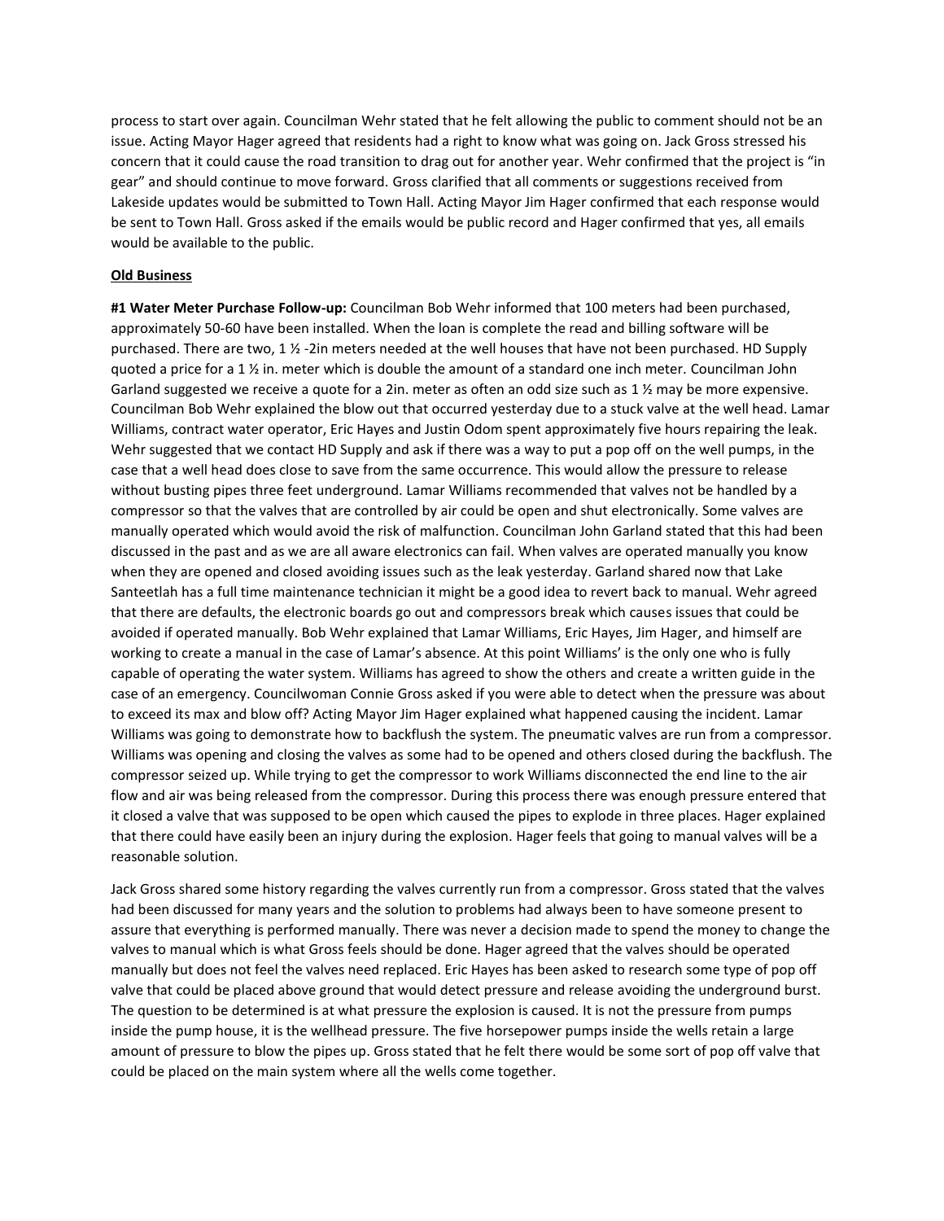process to start over again. Councilman Wehr stated that he felt allowing the public to comment should not be an issue. Acting Mayor Hager agreed that residents had a right to know what was going on. Jack Gross stressed his concern that it could cause the road transition to drag out for another year. Wehr confirmed that the project is "in gear" and should continue to move forward. Gross clarified that all comments or suggestions received from Lakeside updates would be submitted to Town Hall. Acting Mayor Jim Hager confirmed that each response would be sent to Town Hall. Gross asked if the emails would be public record and Hager confirmed that yes, all emails would be available to the public.

**Old Business**

**#1 Water Meter Purchase Follow-up:** Councilman Bob Wehr informed that 100 meters had been purchased, approximately 50-60 have been installed. When the loan is complete the read and billing software will be purchased. There are two, 1 ½ -2in meters needed at the well houses that have not been purchased. HD Supply quoted a price for a 1 ½ in. meter which is double the amount of a standard one inch meter. Councilman John Garland suggested we receive a quote for a 2in. meter as often an odd size such as 1 ½ may be more expensive. Councilman Bob Wehr explained the blow out that occurred yesterday due to a stuck valve at the well head. Lamar Williams, contract water operator, Eric Hayes and Justin Odom spent approximately five hours repairing the leak. Wehr suggested that we contact HD Supply and ask if there was a way to put a pop off on the well pumps, in the case that a well head does close to save from the same occurrence. This would allow the pressure to release without busting pipes three feet underground. Lamar Williams recommended that valves not be handled by a compressor so that the valves that are controlled by air could be open and shut electronically. Some valves are manually operated which would avoid the risk of malfunction. Councilman John Garland stated that this had been discussed in the past and as we are all aware electronics can fail. When valves are operated manually you know when they are opened and closed avoiding issues such as the leak yesterday. Garland shared now that Lake Santeetlah has a full time maintenance technician it might be a good idea to revert back to manual. Wehr agreed that there are defaults, the electronic boards go out and compressors break which causes issues that could be avoided if operated manually. Bob Wehr explained that Lamar Williams, Eric Hayes, Jim Hager, and himself are working to create a manual in the case of Lamar's absence. At this point Williams' is the only one who is fully capable of operating the water system. Williams has agreed to show the others and create a written guide in the case of an emergency. Councilwoman Connie Gross asked if you were able to detect when the pressure was about to exceed its max and blow off? Acting Mayor Jim Hager explained what happened causing the incident. Lamar Williams was going to demonstrate how to backflush the system. The pneumatic valves are run from a compressor. Williams was opening and closing the valves as some had to be opened and others closed during the backflush. The compressor seized up. While trying to get the compressor to work Williams disconnected the end line to the air flow and air was being released from the compressor. During this process there was enough pressure entered that it closed a valve that was supposed to be open which caused the pipes to explode in three places. Hager explained that there could have easily been an injury during the explosion. Hager feels that going to manual valves will be a reasonable solution.

Jack Gross shared some history regarding the valves currently run from a compressor. Gross stated that the valves had been discussed for many years and the solution to problems had always been to have someone present to assure that everything is performed manually. There was never a decision made to spend the money to change the valves to manual which is what Gross feels should be done. Hager agreed that the valves should be operated manually but does not feel the valves need replaced. Eric Hayes has been asked to research some type of pop off valve that could be placed above ground that would detect pressure and release avoiding the underground burst. The question to be determined is at what pressure the explosion is caused. It is not the pressure from pumps inside the pump house, it is the wellhead pressure. The five horsepower pumps inside the wells retain a large amount of pressure to blow the pipes up. Gross stated that he felt there would be some sort of pop off valve that could be placed on the main system where all the wells come together.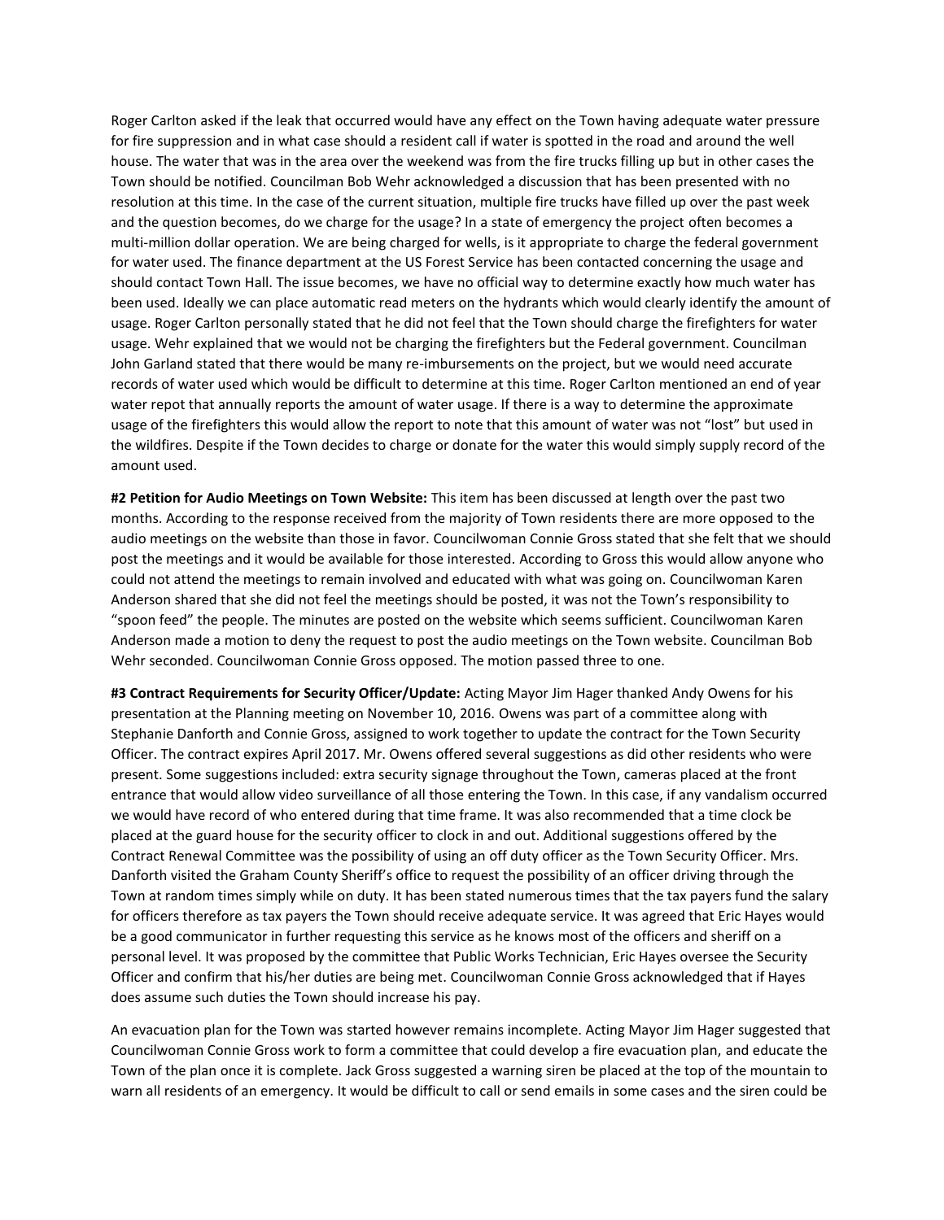Roger Carlton asked if the leak that occurred would have any effect on the Town having adequate water pressure for fire suppression and in what case should a resident call if water is spotted in the road and around the well house. The water that was in the area over the weekend was from the fire trucks filling up but in other cases the Town should be notified. Councilman Bob Wehr acknowledged a discussion that has been presented with no resolution at this time. In the case of the current situation, multiple fire trucks have filled up over the past week and the question becomes, do we charge for the usage? In a state of emergency the project often becomes a multi-million dollar operation. We are being charged for wells, is it appropriate to charge the federal government for water used. The finance department at the US Forest Service has been contacted concerning the usage and should contact Town Hall. The issue becomes, we have no official way to determine exactly how much water has been used. Ideally we can place automatic read meters on the hydrants which would clearly identify the amount of usage. Roger Carlton personally stated that he did not feel that the Town should charge the firefighters for water usage. Wehr explained that we would not be charging the firefighters but the Federal government. Councilman John Garland stated that there would be many re-imbursements on the project, but we would need accurate records of water used which would be difficult to determine at this time. Roger Carlton mentioned an end of year water repot that annually reports the amount of water usage. If there is a way to determine the approximate usage of the firefighters this would allow the report to note that this amount of water was not "lost" but used in the wildfires. Despite if the Town decides to charge or donate for the water this would simply supply record of the amount used.

**#2 Petition for Audio Meetings on Town Website:** This item has been discussed at length over the past two months. According to the response received from the majority of Town residents there are more opposed to the audio meetings on the website than those in favor. Councilwoman Connie Gross stated that she felt that we should post the meetings and it would be available for those interested. According to Gross this would allow anyone who could not attend the meetings to remain involved and educated with what was going on. Councilwoman Karen Anderson shared that she did not feel the meetings should be posted, it was not the Town's responsibility to "spoon feed" the people. The minutes are posted on the website which seems sufficient. Councilwoman Karen Anderson made a motion to deny the request to post the audio meetings on the Town website. Councilman Bob Wehr seconded. Councilwoman Connie Gross opposed. The motion passed three to one.

**#3 Contract Requirements for Security Officer/Update:** Acting Mayor Jim Hager thanked Andy Owens for his presentation at the Planning meeting on November 10, 2016. Owens was part of a committee along with Stephanie Danforth and Connie Gross, assigned to work together to update the contract for the Town Security Officer. The contract expires April 2017. Mr. Owens offered several suggestions as did other residents who were present. Some suggestions included: extra security signage throughout the Town, cameras placed at the front entrance that would allow video surveillance of all those entering the Town. In this case, if any vandalism occurred we would have record of who entered during that time frame. It was also recommended that a time clock be placed at the guard house for the security officer to clock in and out. Additional suggestions offered by the Contract Renewal Committee was the possibility of using an off duty officer as the Town Security Officer. Mrs. Danforth visited the Graham County Sheriff's office to request the possibility of an officer driving through the Town at random times simply while on duty. It has been stated numerous times that the tax payers fund the salary for officers therefore as tax payers the Town should receive adequate service. It was agreed that Eric Hayes would be a good communicator in further requesting this service as he knows most of the officers and sheriff on a personal level. It was proposed by the committee that Public Works Technician, Eric Hayes oversee the Security Officer and confirm that his/her duties are being met. Councilwoman Connie Gross acknowledged that if Hayes does assume such duties the Town should increase his pay.

An evacuation plan for the Town was started however remains incomplete. Acting Mayor Jim Hager suggested that Councilwoman Connie Gross work to form a committee that could develop a fire evacuation plan, and educate the Town of the plan once it is complete. Jack Gross suggested a warning siren be placed at the top of the mountain to warn all residents of an emergency. It would be difficult to call or send emails in some cases and the siren could be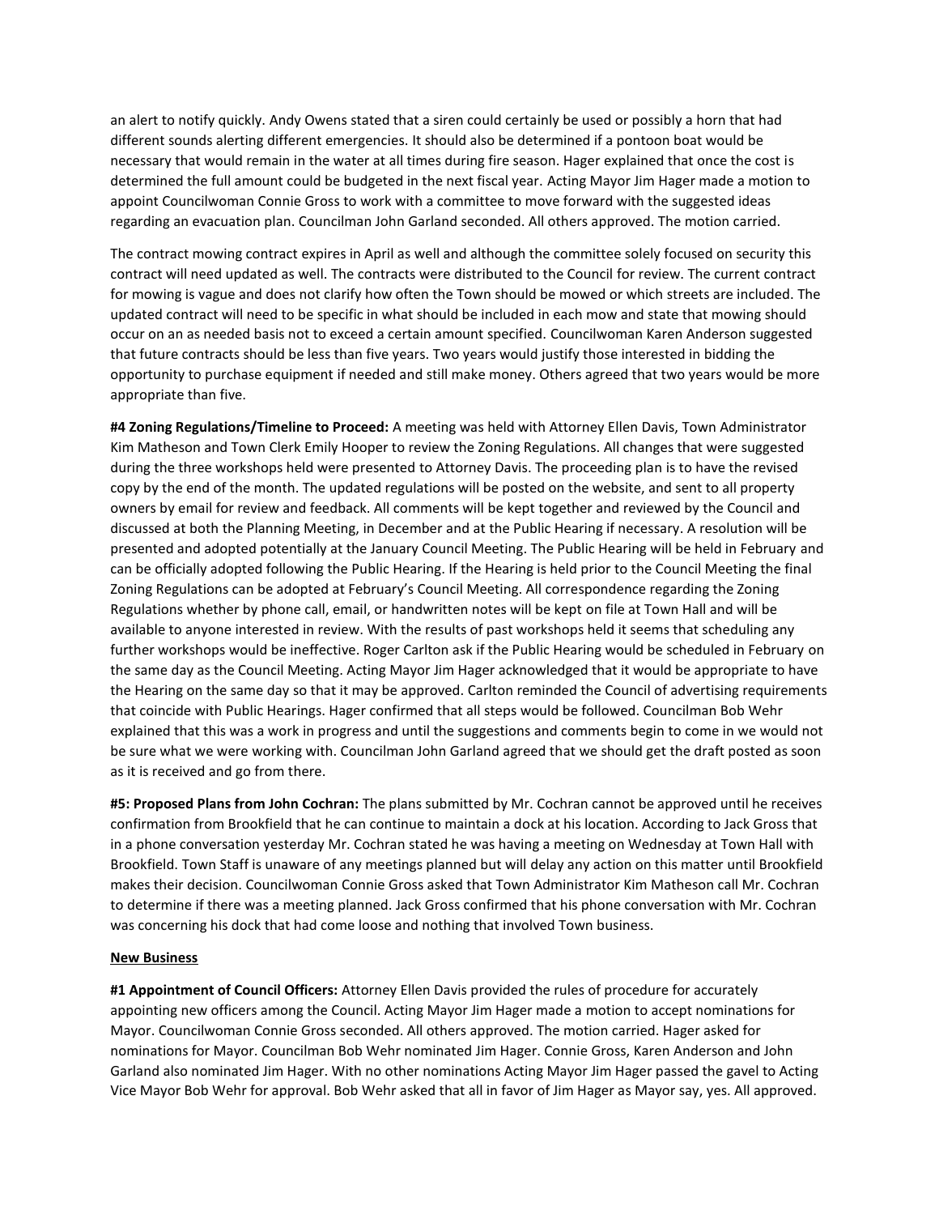an alert to notify quickly. Andy Owens stated that a siren could certainly be used or possibly a horn that had different sounds alerting different emergencies. It should also be determined if a pontoon boat would be necessary that would remain in the water at all times during fire season. Hager explained that once the cost is determined the full amount could be budgeted in the next fiscal year. Acting Mayor Jim Hager made a motion to appoint Councilwoman Connie Gross to work with a committee to move forward with the suggested ideas regarding an evacuation plan. Councilman John Garland seconded. All others approved. The motion carried.

The contract mowing contract expires in April as well and although the committee solely focused on security this contract will need updated as well. The contracts were distributed to the Council for review. The current contract for mowing is vague and does not clarify how often the Town should be mowed or which streets are included. The updated contract will need to be specific in what should be included in each mow and state that mowing should occur on an as needed basis not to exceed a certain amount specified. Councilwoman Karen Anderson suggested that future contracts should be less than five years. Two years would justify those interested in bidding the opportunity to purchase equipment if needed and still make money. Others agreed that two years would be more appropriate than five.

**#4 Zoning Regulations/Timeline to Proceed:** A meeting was held with Attorney Ellen Davis, Town Administrator Kim Matheson and Town Clerk Emily Hooper to review the Zoning Regulations. All changes that were suggested during the three workshops held were presented to Attorney Davis. The proceeding plan is to have the revised copy by the end of the month. The updated regulations will be posted on the website, and sent to all property owners by email for review and feedback. All comments will be kept together and reviewed by the Council and discussed at both the Planning Meeting, in December and at the Public Hearing if necessary. A resolution will be presented and adopted potentially at the January Council Meeting. The Public Hearing will be held in February and can be officially adopted following the Public Hearing. If the Hearing is held prior to the Council Meeting the final Zoning Regulations can be adopted at February's Council Meeting. All correspondence regarding the Zoning Regulations whether by phone call, email, or handwritten notes will be kept on file at Town Hall and will be available to anyone interested in review. With the results of past workshops held it seems that scheduling any further workshops would be ineffective. Roger Carlton ask if the Public Hearing would be scheduled in February on the same day as the Council Meeting. Acting Mayor Jim Hager acknowledged that it would be appropriate to have the Hearing on the same day so that it may be approved. Carlton reminded the Council of advertising requirements that coincide with Public Hearings. Hager confirmed that all steps would be followed. Councilman Bob Wehr explained that this was a work in progress and until the suggestions and comments begin to come in we would not be sure what we were working with. Councilman John Garland agreed that we should get the draft posted as soon as it is received and go from there.

**#5: Proposed Plans from John Cochran:** The plans submitted by Mr. Cochran cannot be approved until he receives confirmation from Brookfield that he can continue to maintain a dock at his location. According to Jack Gross that in a phone conversation yesterday Mr. Cochran stated he was having a meeting on Wednesday at Town Hall with Brookfield. Town Staff is unaware of any meetings planned but will delay any action on this matter until Brookfield makes their decision. Councilwoman Connie Gross asked that Town Administrator Kim Matheson call Mr. Cochran to determine if there was a meeting planned. Jack Gross confirmed that his phone conversation with Mr. Cochran was concerning his dock that had come loose and nothing that involved Town business.

**New Business**

**#1 Appointment of Council Officers:** Attorney Ellen Davis provided the rules of procedure for accurately appointing new officers among the Council. Acting Mayor Jim Hager made a motion to accept nominations for Mayor. Councilwoman Connie Gross seconded. All others approved. The motion carried. Hager asked for nominations for Mayor. Councilman Bob Wehr nominated Jim Hager. Connie Gross, Karen Anderson and John Garland also nominated Jim Hager. With no other nominations Acting Mayor Jim Hager passed the gavel to Acting Vice Mayor Bob Wehr for approval. Bob Wehr asked that all in favor of Jim Hager as Mayor say, yes. All approved.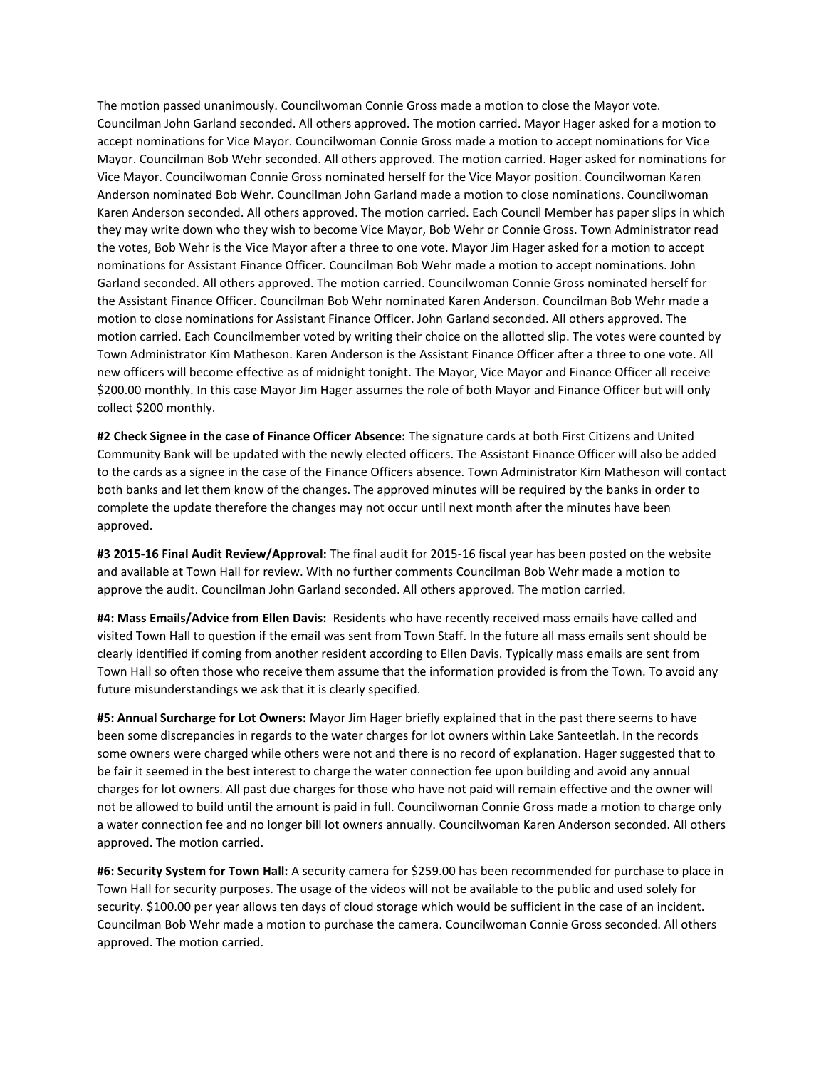The motion passed unanimously. Councilwoman Connie Gross made a motion to close the Mayor vote. Councilman John Garland seconded. All others approved. The motion carried. Mayor Hager asked for a motion to accept nominations for Vice Mayor. Councilwoman Connie Gross made a motion to accept nominations for Vice Mayor. Councilman Bob Wehr seconded. All others approved. The motion carried. Hager asked for nominations for Vice Mayor. Councilwoman Connie Gross nominated herself for the Vice Mayor position. Councilwoman Karen Anderson nominated Bob Wehr. Councilman John Garland made a motion to close nominations. Councilwoman Karen Anderson seconded. All others approved. The motion carried. Each Council Member has paper slips in which they may write down who they wish to become Vice Mayor, Bob Wehr or Connie Gross. Town Administrator read the votes, Bob Wehr is the Vice Mayor after a three to one vote. Mayor Jim Hager asked for a motion to accept nominations for Assistant Finance Officer. Councilman Bob Wehr made a motion to accept nominations. John Garland seconded. All others approved. The motion carried. Councilwoman Connie Gross nominated herself for the Assistant Finance Officer. Councilman Bob Wehr nominated Karen Anderson. Councilman Bob Wehr made a motion to close nominations for Assistant Finance Officer. John Garland seconded. All others approved. The motion carried. Each Councilmember voted by writing their choice on the allotted slip. The votes were counted by Town Administrator Kim Matheson. Karen Anderson is the Assistant Finance Officer after a three to one vote. All new officers will become effective as of midnight tonight. The Mayor, Vice Mayor and Finance Officer all receive $200.00 monthly. In this case Mayor Jim Hager assumes the role of both Mayor and Finance Officer but will only collect $200 monthly.

**#2 Check Signee in the case of Finance Officer Absence:** The signature cards at both First Citizens and United Community Bank will be updated with the newly elected officers. The Assistant Finance Officer will also be added to the cards as a signee in the case of the Finance Officers absence. Town Administrator Kim Matheson will contact both banks and let them know of the changes. The approved minutes will be required by the banks in order to complete the update therefore the changes may not occur until next month after the minutes have been approved.

**#3 2015-16 Final Audit Review/Approval:** The final audit for 2015-16 fiscal year has been posted on the website and available at Town Hall for review. With no further comments Councilman Bob Wehr made a motion to approve the audit. Councilman John Garland seconded. All others approved. The motion carried.

**#4: Mass Emails/Advice from Ellen Davis:** Residents who have recently received mass emails have called and visited Town Hall to question if the email was sent from Town Staff. In the future all mass emails sent should be clearly identified if coming from another resident according to Ellen Davis. Typically mass emails are sent from Town Hall so often those who receive them assume that the information provided is from the Town. To avoid any future misunderstandings we ask that it is clearly specified.

**#5: Annual Surcharge for Lot Owners:** Mayor Jim Hager briefly explained that in the past there seems to have been some discrepancies in regards to the water charges for lot owners within Lake Santeetlah. In the records some owners were charged while others were not and there is no record of explanation. Hager suggested that to be fair it seemed in the best interest to charge the water connection fee upon building and avoid any annual charges for lot owners. All past due charges for those who have not paid will remain effective and the owner will not be allowed to build until the amount is paid in full. Councilwoman Connie Gross made a motion to charge only a water connection fee and no longer bill lot owners annually. Councilwoman Karen Anderson seconded. All others approved. The motion carried.

**#6: Security System for Town Hall:** A security camera for $259.00 has been recommended for purchase to place in Town Hall for security purposes. The usage of the videos will not be available to the public and used solely for security. $100.00 per year allows ten days of cloud storage which would be sufficient in the case of an incident. Councilman Bob Wehr made a motion to purchase the camera. Councilwoman Connie Gross seconded. All others approved. The motion carried.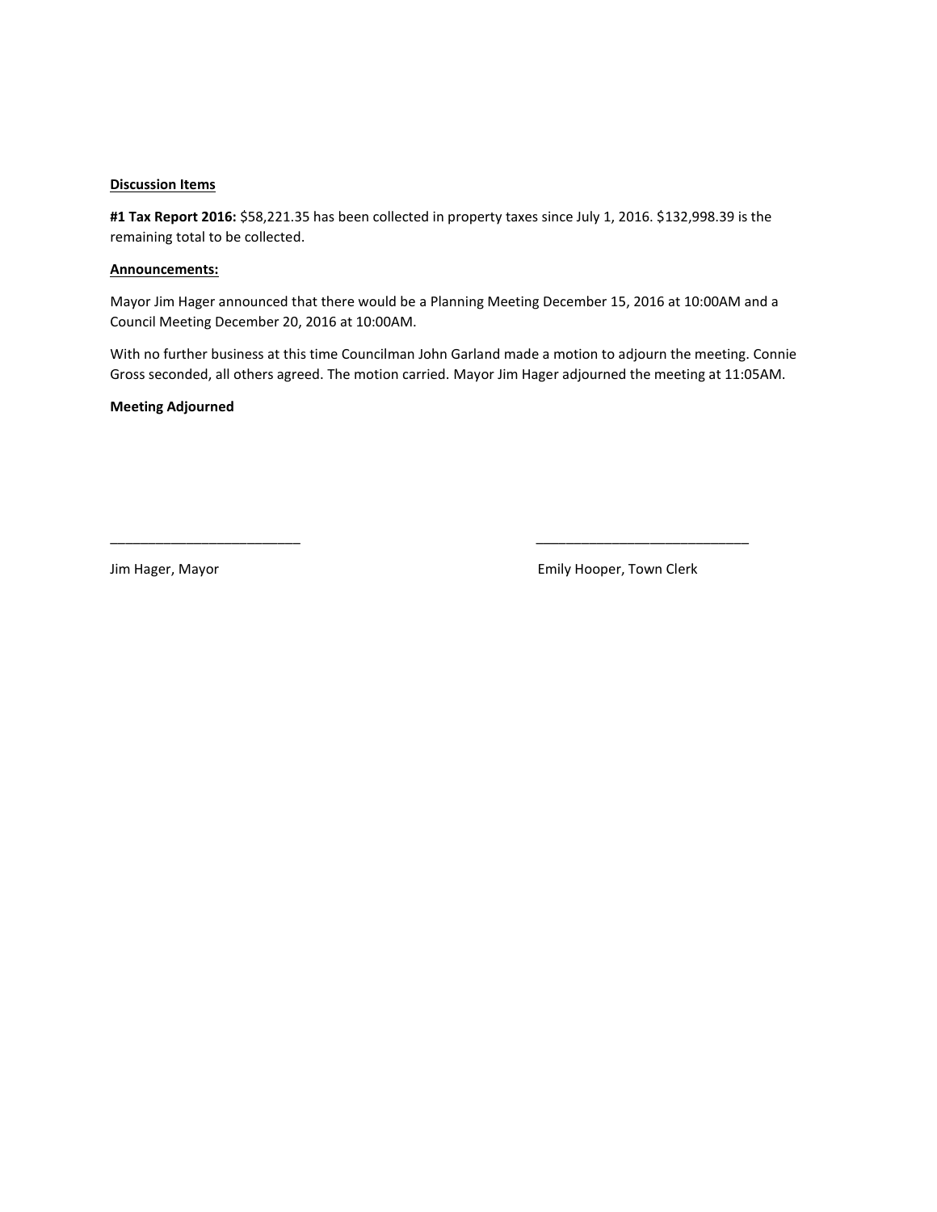**Discussion Items**

**#1 Tax Report 2016:** $58,221.35 has been collected in property taxes since July 1, 2016. $132,998.39 is the remaining total to be collected.

**Announcements:**

Mayor Jim Hager announced that there would be a Planning Meeting December 15, 2016 at 10:00AM and a Council Meeting December 20, 2016 at 10:00AM.

With no further business at this time Councilman John Garland made a motion to adjourn the meeting. Connie Gross seconded, all others agreed. The motion carried. Mayor Jim Hager adjourned the meeting at 11:05AM.

**Meeting Adjourned**

_________________________ _____________________________

Jim Hager, Mayor Emily Hooper, Town Clerk